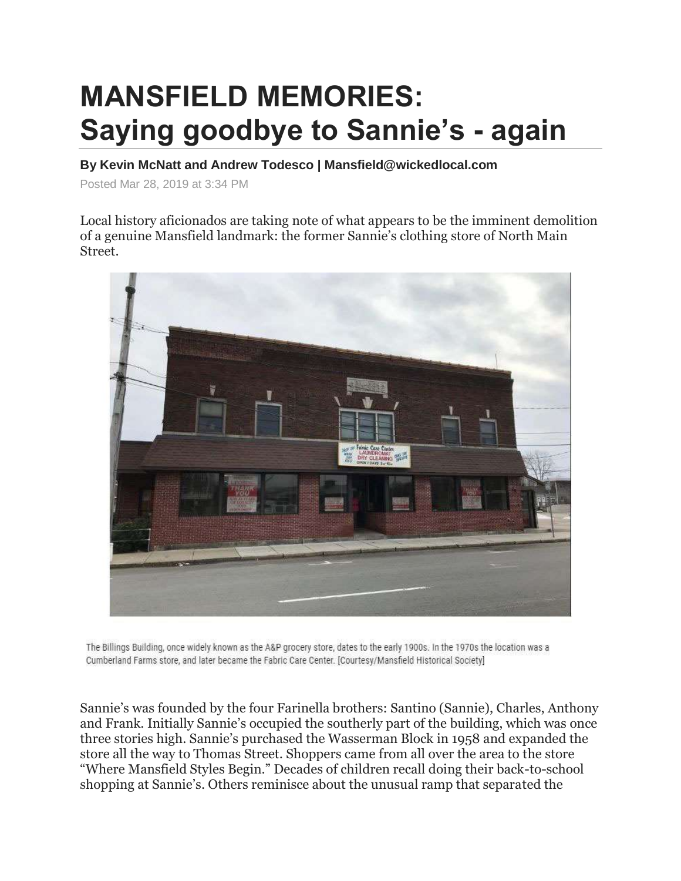# MANSFIELD MEMORIES: Saying goodbye to Sannie's - again

**By Kevin McNatt and Andrew Todesco | Mansfield@wickedlocal.com**

Posted Mar 28, 2019 at 3:34 PM

Local history aficionados are taking note of what appears to be the imminent demolition of a genuine Mansfield landmark: the former Sannie's clothing store of North Main Street.

The Billings Building, once widely known as the A&P grocery store, dates to the early 1900s. In the 1970s the location was a Cumberland Farms store, and later became the Fabric Care Center. [Courtesy/Mansfield Historical Society]

Sannie's was founded by the four Farinella brothers: Santino (Sannie), Charles, Anthony and Frank. Initially Sannie's occupied the southerly part of the building, which was once three stories high. Sannie's purchased the Wasserman Block in 1958 and expanded the store all the way to Thomas Street. Shoppers came from all over the area to the store "Where Mansfield Styles Begin." Decades of children recall doing their back-to-school shopping at Sannie's. Others reminisce about the unusual ramp that separated the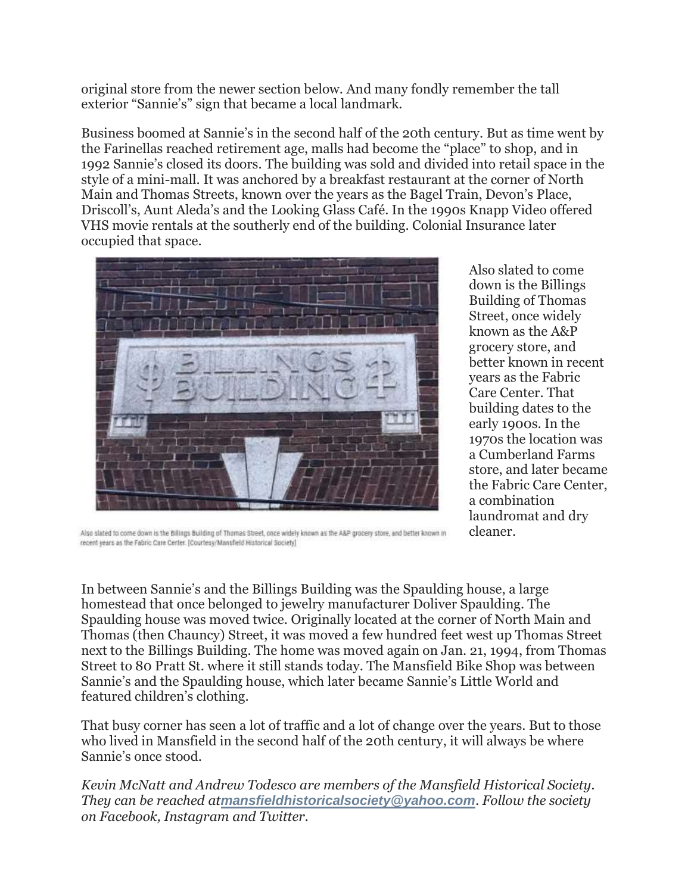original store from the newer section below. And many fondly remember the tall exterior "Sannie's" sign that became a local landmark.

Business boomed at Sannie's in the second half of the 20th century. But as time went by the Farinellas reached retirement age, malls had become the "place" to shop, and in 1992 Sannie's closed its doors. The building was sold and divided into retail space in the style of a mini-mall. It was anchored by a breakfast restaurant at the corner of North Main and Thomas Streets, known over the years as the Bagel Train, Devon's Place, Driscoll's, Aunt Aleda's and the Looking Glass Café. In the 1990s Knapp Video offered VHS movie rentals at the southerly end of the building. Colonial Insurance later occupied that space.

Also slated to come down is the Billings Building of Thomas Street, once widely known as the A&P grocery store, and better known in recent years as the Fabric Care Center. [Courtesy/Mansfield Historical Society]

Also slated to come down is the Billings Building of Thomas Street, once widely known as the A&P grocery store, and better known in recent years as the Fabric Care Center. That building dates to the early 1900s. In the 1970s the location was a Cumberland Farms store, and later became the Fabric Care Center, a combination laundromat and dry cleaner.

In between Sannie's and the Billings Building was the Spaulding house, a large homestead that once belonged to jewelry manufacturer Doliver Spaulding. The Spaulding house was moved twice. Originally located at the corner of North Main and Thomas (then Chauncy) Street, it was moved a few hundred feet west up Thomas Street next to the Billings Building. The home was moved again on Jan. 21, 1994, from Thomas Street to 80 Pratt St. where it still stands today. The Mansfield Bike Shop was between Sannie's and the Spaulding house, which later became Sannie's Little World and featured children's clothing.

That busy corner has seen a lot of traffic and a lot of change over the years. But to those who lived in Mansfield in the second half of the 20th century, it will always be where Sannie's once stood.

*Kevin McNatt and Andrew Todesco are members of the Mansfield Historical Society. They can be reached at* ***mansfieldhistoricalsociety@yahoo.com****. Follow the society on Facebook, Instagram and Twitter.*